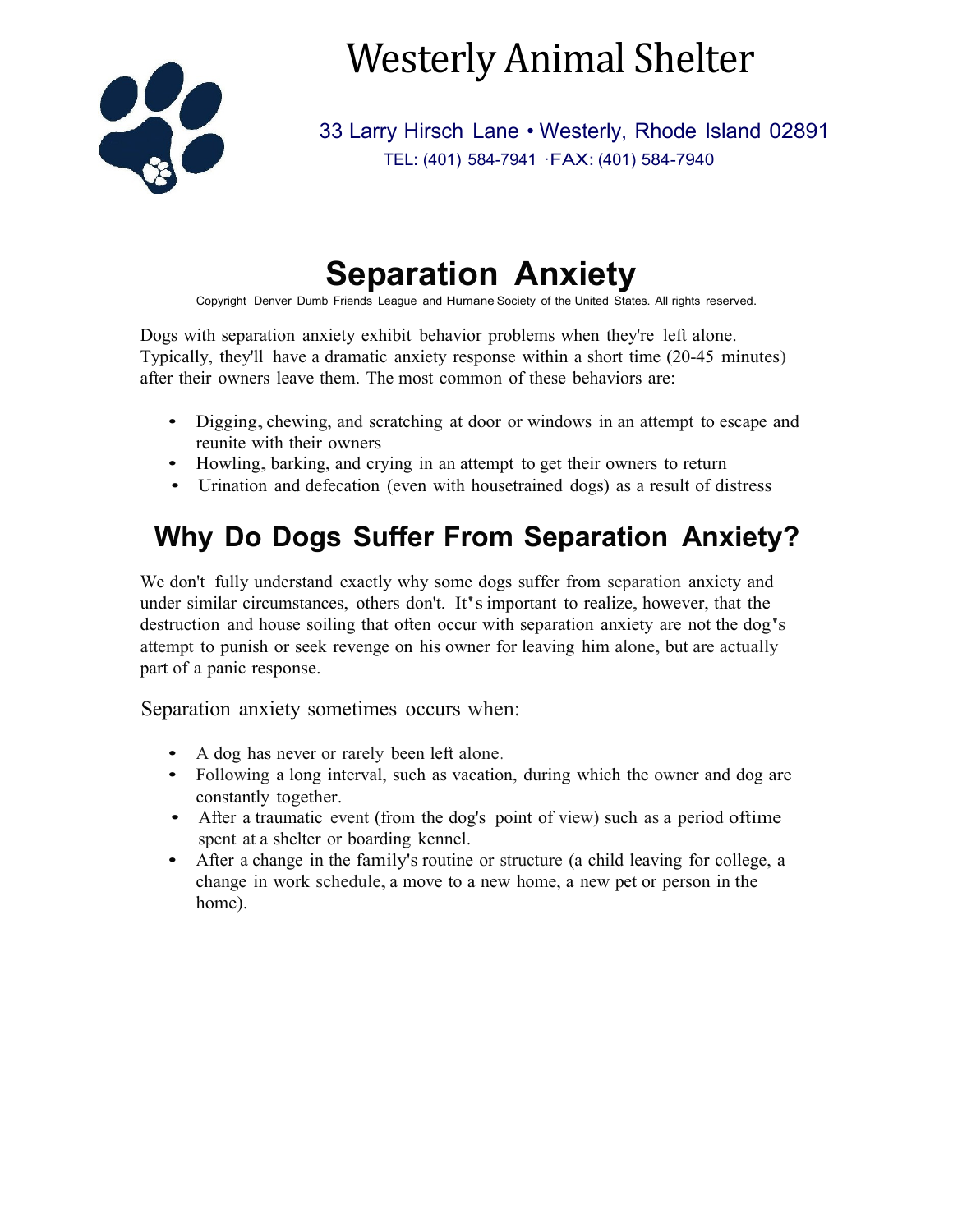# Westerly Animal Shelter

33 Larry Hirsch Lane • Westerly, Rhode Island 02891
TEL: (401) 584-7941 · FAX: (401) 584-7940

# Separation Anxiety

Copyright Denver Dumb Friends League and Humane Society of the United States. All rights reserved.

Dogs with separation anxiety exhibit behavior problems when they're left alone. Typically, they'll have a dramatic anxiety response within a short time (20-45 minutes) after their owners leave them. The most common of these behaviors are:

- Digging, chewing, and scratching at door or windows in an attempt to escape and reunite with their owners
- Howling, barking, and crying in an attempt to get their owners to return
- Urination and defecation (even with housetrained dogs) as a result of distress

## Why Do Dogs Suffer From Separation Anxiety?

We don't fully understand exactly why some dogs suffer from separation anxiety and under similar circumstances, others don't. It's important to realize, however, that the destruction and house soiling that often occur with separation anxiety are not the dog's attempt to punish or seek revenge on his owner for leaving him alone, but are actually part of a panic response.

Separation anxiety sometimes occurs when:

- A dog has never or rarely been left alone.
- Following a long interval, such as vacation, during which the owner and dog are constantly together.
- After a traumatic event (from the dog's point of view) such as a period oftime spent at a shelter or boarding kennel.
- After a change in the family's routine or structure (a child leaving for college, a change in work schedule, a move to a new home, a new pet or person in the home).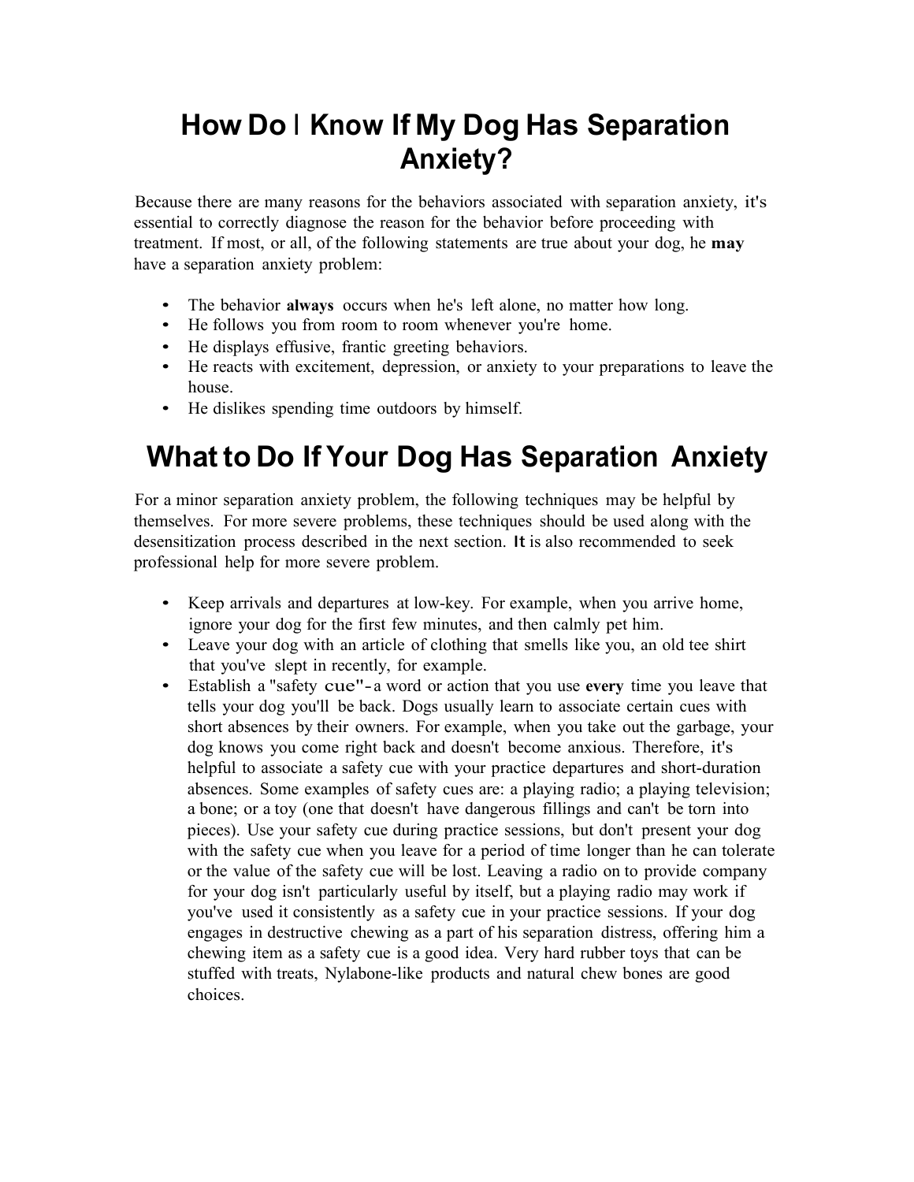## How Do I Know If My Dog Has Separation Anxiety?

Because there are many reasons for the behaviors associated with separation anxiety, it's essential to correctly diagnose the reason for the behavior before proceeding with treatment. If most, or all, of the following statements are true about your dog, he **may** have a separation anxiety problem:

- The behavior **always** occurs when he's left alone, no matter how long.
- He follows you from room to room whenever you're home.
- He displays effusive, frantic greeting behaviors.
- He reacts with excitement, depression, or anxiety to your preparations to leave the house.
- He dislikes spending time outdoors by himself.

## What to Do If Your Dog Has Separation Anxiety

For a minor separation anxiety problem, the following techniques may be helpful by themselves. For more severe problems, these techniques should be used along with the desensitization process described in the next section. It is also recommended to seek professional help for more severe problem.

- Keep arrivals and departures at low-key. For example, when you arrive home, ignore your dog for the first few minutes, and then calmly pet him.
- Leave your dog with an article of clothing that smells like you, an old tee shirt that you've slept in recently, for example.
- Establish a "safety cue"- a word or action that you use **every** time you leave that tells your dog you'll be back. Dogs usually learn to associate certain cues with short absences by their owners. For example, when you take out the garbage, your dog knows you come right back and doesn't become anxious. Therefore, it's helpful to associate a safety cue with your practice departures and short-duration absences. Some examples of safety cues are: a playing radio; a playing television; a bone; or a toy (one that doesn't have dangerous fillings and can't be torn into pieces). Use your safety cue during practice sessions, but don't present your dog with the safety cue when you leave for a period of time longer than he can tolerate or the value of the safety cue will be lost. Leaving a radio on to provide company for your dog isn't particularly useful by itself, but a playing radio may work if you've used it consistently as a safety cue in your practice sessions. If your dog engages in destructive chewing as a part of his separation distress, offering him a chewing item as a safety cue is a good idea. Very hard rubber toys that can be stuffed with treats, Nylabone-like products and natural chew bones are good choices.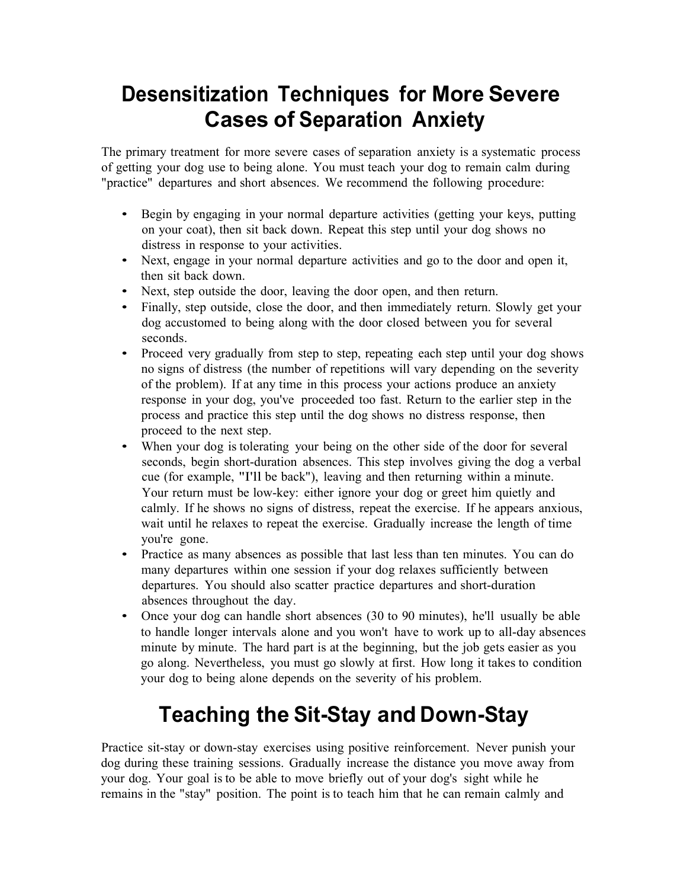# Desensitization Techniques for More Severe Cases of Separation Anxiety

The primary treatment for more severe cases of separation anxiety is a systematic process of getting your dog use to being alone. You must teach your dog to remain calm during "practice" departures and short absences. We recommend the following procedure:

- Begin by engaging in your normal departure activities (getting your keys, putting on your coat), then sit back down. Repeat this step until your dog shows no distress in response to your activities.
- Next, engage in your normal departure activities and go to the door and open it, then sit back down.
- Next, step outside the door, leaving the door open, and then return.
- Finally, step outside, close the door, and then immediately return. Slowly get your dog accustomed to being along with the door closed between you for several seconds.
- Proceed very gradually from step to step, repeating each step until your dog shows no signs of distress (the number of repetitions will vary depending on the severity of the problem). If at any time in this process your actions produce an anxiety response in your dog, you've proceeded too fast. Return to the earlier step in the process and practice this step until the dog shows no distress response, then proceed to the next step.
- When your dog is tolerating your being on the other side of the door for several seconds, begin short-duration absences. This step involves giving the dog a verbal cue (for example, "I'll be back"), leaving and then returning within a minute. Your return must be low-key: either ignore your dog or greet him quietly and calmly. If he shows no signs of distress, repeat the exercise. If he appears anxious, wait until he relaxes to repeat the exercise. Gradually increase the length of time you're gone.
- Practice as many absences as possible that last less than ten minutes. You can do many departures within one session if your dog relaxes sufficiently between departures. You should also scatter practice departures and short-duration absences throughout the day.
- Once your dog can handle short absences (30 to 90 minutes), he'll usually be able to handle longer intervals alone and you won't have to work up to all-day absences minute by minute. The hard part is at the beginning, but the job gets easier as you go along. Nevertheless, you must go slowly at first. How long it takes to condition your dog to being alone depends on the severity of his problem.

# Teaching the Sit-Stay and Down-Stay

Practice sit-stay or down-stay exercises using positive reinforcement. Never punish your dog during these training sessions. Gradually increase the distance you move away from your dog. Your goal is to be able to move briefly out of your dog's sight while he remains in the "stay" position. The point is to teach him that he can remain calmly and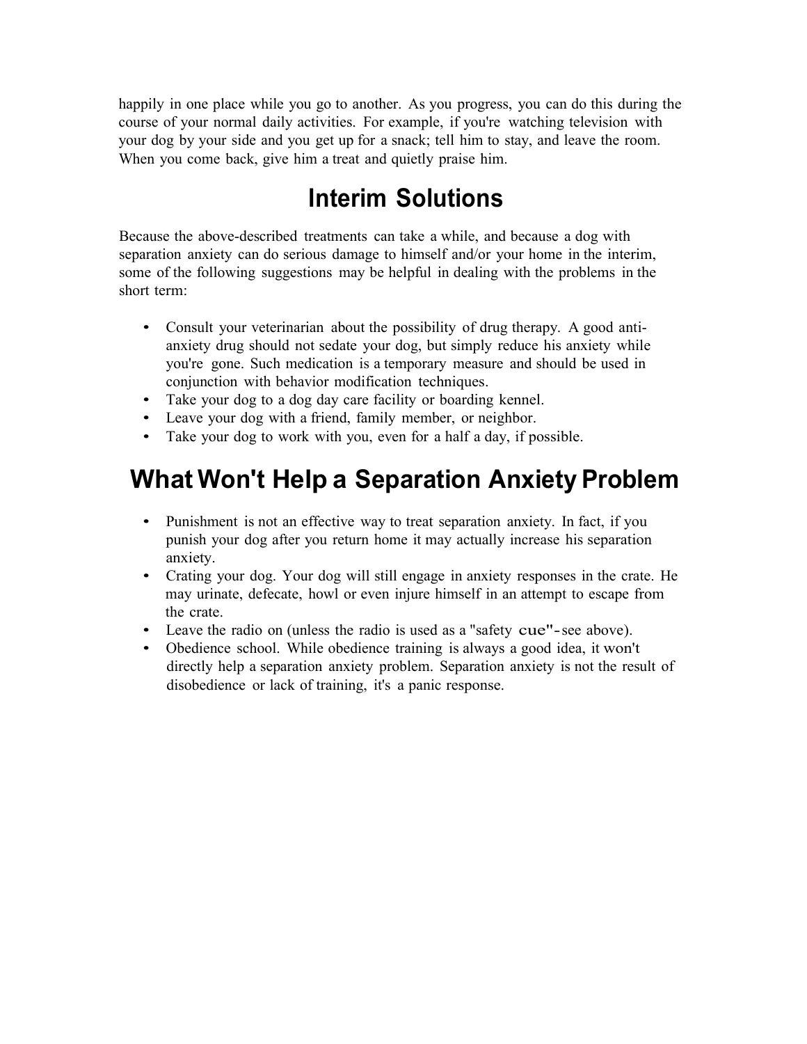happily in one place while you go to another. As you progress, you can do this during the course of your normal daily activities. For example, if you're watching television with your dog by your side and you get up for a snack; tell him to stay, and leave the room. When you come back, give him a treat and quietly praise him.

## Interim Solutions

Because the above-described treatments can take a while, and because a dog with separation anxiety can do serious damage to himself and/or your home in the interim, some of the following suggestions may be helpful in dealing with the problems in the short term:

- Consult your veterinarian about the possibility of drug therapy. A good anti-anxiety drug should not sedate your dog, but simply reduce his anxiety while you're gone. Such medication is a temporary measure and should be used in conjunction with behavior modification techniques.
- Take your dog to a dog day care facility or boarding kennel.
- Leave your dog with a friend, family member, or neighbor.
- Take your dog to work with you, even for a half a day, if possible.

## What Won't Help a Separation Anxiety Problem

- Punishment is not an effective way to treat separation anxiety. In fact, if you punish your dog after you return home it may actually increase his separation anxiety.
- Crating your dog. Your dog will still engage in anxiety responses in the crate. He may urinate, defecate, howl or even injure himself in an attempt to escape from the crate.
- Leave the radio on (unless the radio is used as a "safety cue"- see above).
- Obedience school. While obedience training is always a good idea, it won't directly help a separation anxiety problem. Separation anxiety is not the result of disobedience or lack of training, it's a panic response.